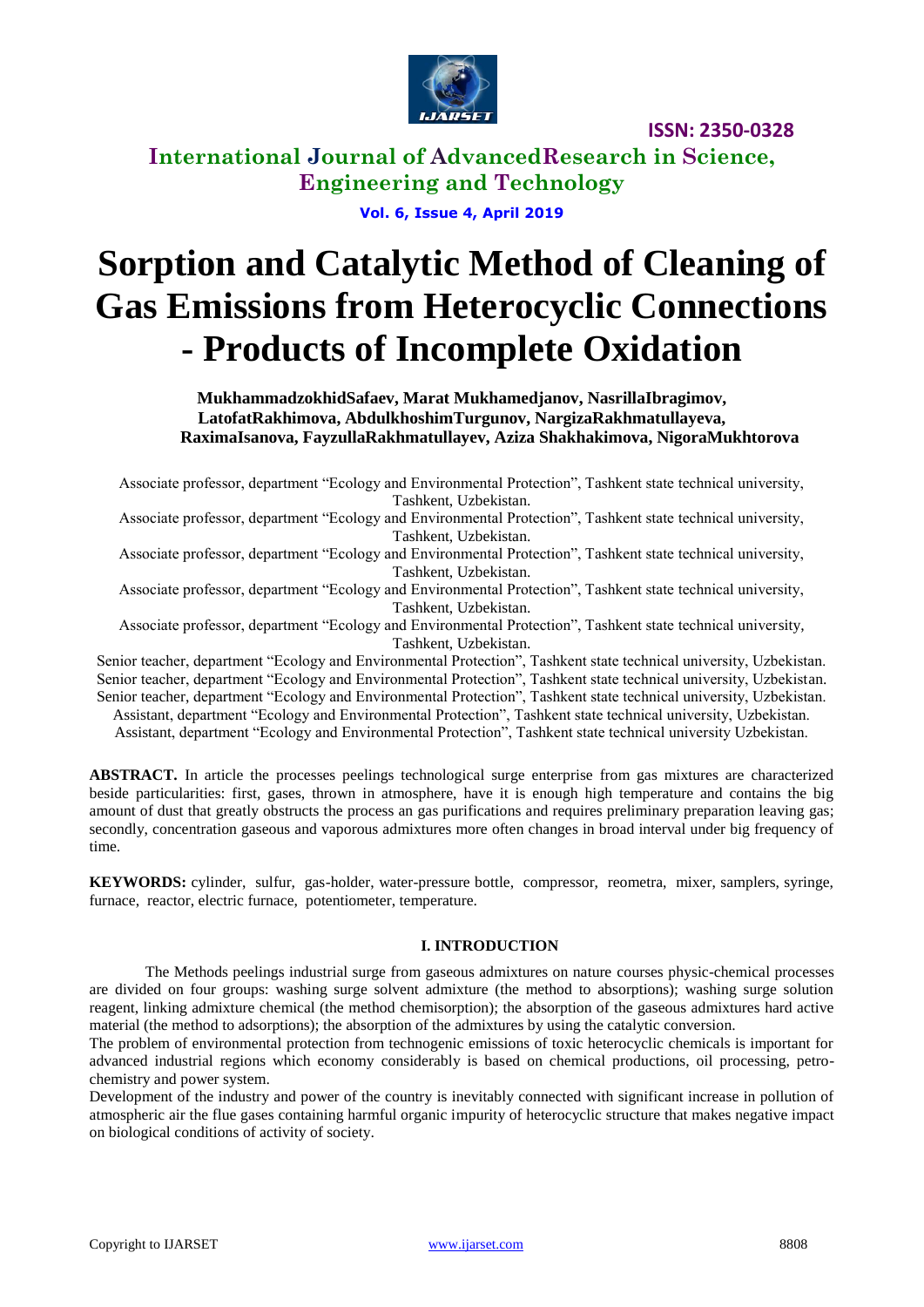# Sorption and Catalytic Method of Cleaning of Gas Emissions from Heterocyclic Connections - Products of Incomplete Oxidation

**MukhammadzokhidSafaev, Marat Mukhamedjanov, NasrillaIbragimov, LatofatRakhimova, AbdulkhoshimTurgunov, NargizaRakhmatullayeva, RaximaIsanova, FayzullaRakhmatullayev, Aziza Shakhakimova, NigoraMukhtorova**

Associate professor, department "Ecology and Environmental Protection", Tashkent state technical university, Tashkent, Uzbekistan.

Associate professor, department "Ecology and Environmental Protection", Tashkent state technical university, Tashkent, Uzbekistan.

Associate professor, department "Ecology and Environmental Protection", Tashkent state technical university, Tashkent, Uzbekistan.

Associate professor, department "Ecology and Environmental Protection", Tashkent state technical university, Tashkent, Uzbekistan.

Associate professor, department "Ecology and Environmental Protection", Tashkent state technical university, Tashkent, Uzbekistan.

Senior teacher, department "Ecology and Environmental Protection", Tashkent state technical university, Uzbekistan.

Senior teacher, department "Ecology and Environmental Protection", Tashkent state technical university, Uzbekistan.

Senior teacher, department "Ecology and Environmental Protection", Tashkent state technical university, Uzbekistan.

Assistant, department "Ecology and Environmental Protection", Tashkent state technical university, Uzbekistan.

Assistant, department "Ecology and Environmental Protection", Tashkent state technical university Uzbekistan.

**ABSTRACT.** In article the processes peelings technological surge enterprise from gas mixtures are characterized beside particularities: first, gases, thrown in atmosphere, have it is enough high temperature and contains the big amount of dust that greatly obstructs the process an gas purifications and requires preliminary preparation leaving gas; secondly, concentration gaseous and vaporous admixtures more often changes in broad interval under big frequency of time.

**KEYWORDS:** cylinder, sulfur, gas-holder, water-pressure bottle, compressor, reometra, mixer, samplers, syringe, furnace, reactor, electric furnace, potentiometer, temperature.

## I. INTRODUCTION

The Methods peelings industrial surge from gaseous admixtures on nature courses physic-chemical processes are divided on four groups: washing surge solvent admixture (the method to absorptions); washing surge solution reagent, linking admixture chemical (the method chemisorption); the absorption of the gaseous admixtures hard active material (the method to adsorptions); the absorption of the admixtures by using the catalytic conversion.

The problem of environmental protection from technogenic emissions of toxic heterocyclic chemicals is important for advanced industrial regions which economy considerably is based on chemical productions, oil processing, petro-chemistry and power system.

Development of the industry and power of the country is inevitably connected with significant increase in pollution of atmospheric air the flue gases containing harmful organic impurity of heterocyclic structure that makes negative impact on biological conditions of activity of society.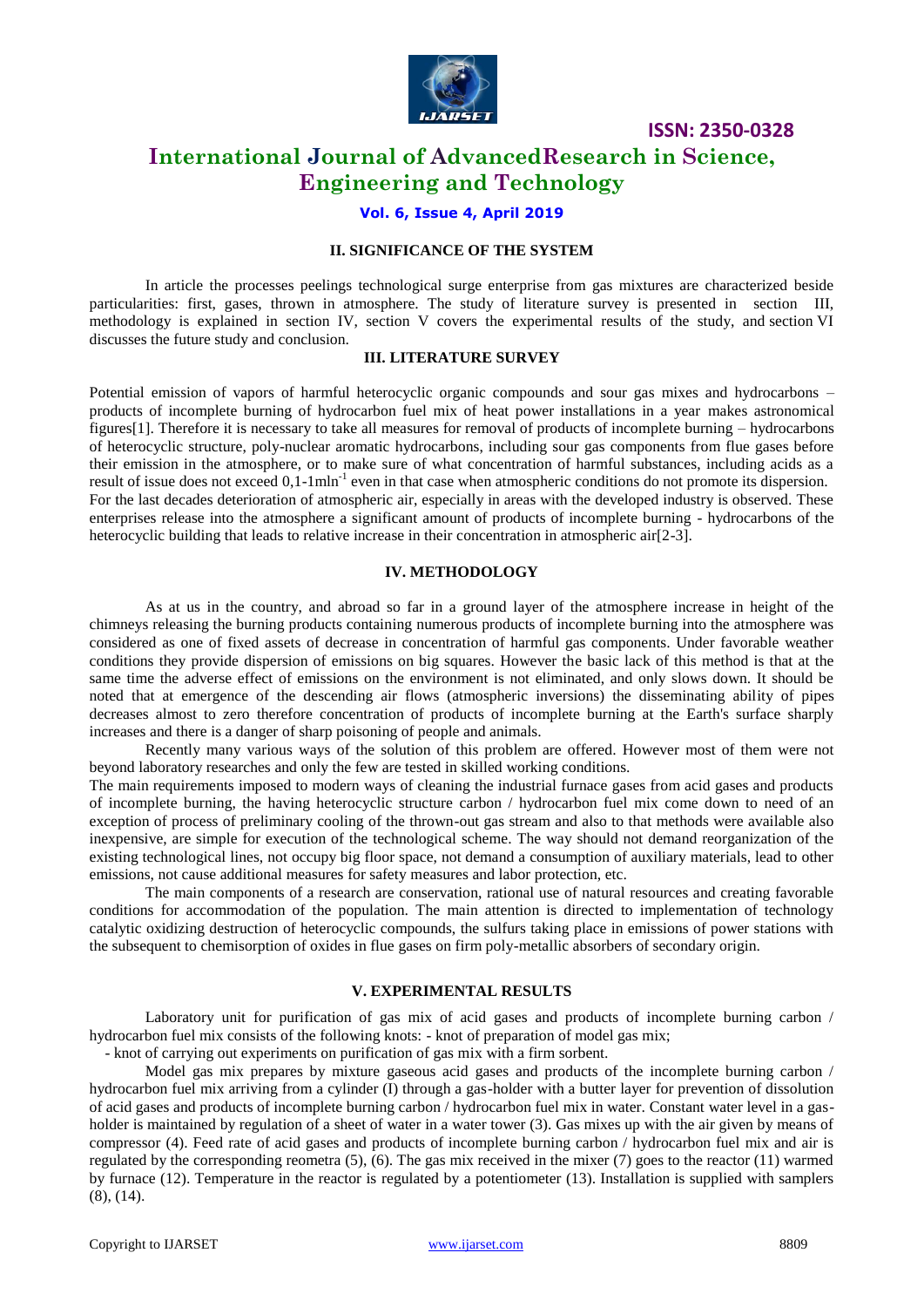## II. SIGNIFICANCE OF THE SYSTEM

In article the processes peelings technological surge enterprise from gas mixtures are characterized beside particularities: first, gases, thrown in atmosphere. The study of literature survey is presented in section III, methodology is explained in section IV, section V covers the experimental results of the study, and section VI discusses the future study and conclusion.

## III. LITERATURE SURVEY

Potential emission of vapors of harmful heterocyclic organic compounds and sour gas mixes and hydrocarbons – products of incomplete burning of hydrocarbon fuel mix of heat power installations in a year makes astronomical figures[1]. Therefore it is necessary to take all measures for removal of products of incomplete burning – hydrocarbons of heterocyclic structure, poly-nuclear aromatic hydrocarbons, including sour gas components from flue gases before their emission in the atmosphere, or to make sure of what concentration of harmful substances, including acids as a result of issue does not exceed 0,1-1mln$^{-1}$ even in that case when atmospheric conditions do not promote its dispersion.

For the last decades deterioration of atmospheric air, especially in areas with the developed industry is observed. These enterprises release into the atmosphere a significant amount of products of incomplete burning - hydrocarbons of the heterocyclic building that leads to relative increase in their concentration in atmospheric air[2-3].

## IV. METHODOLOGY

As at us in the country, and abroad so far in a ground layer of the atmosphere increase in height of the chimneys releasing the burning products containing numerous products of incomplete burning into the atmosphere was considered as one of fixed assets of decrease in concentration of harmful gas components. Under favorable weather conditions they provide dispersion of emissions on big squares. However the basic lack of this method is that at the same time the adverse effect of emissions on the environment is not eliminated, and only slows down. It should be noted that at emergence of the descending air flows (atmospheric inversions) the disseminating ability of pipes decreases almost to zero therefore concentration of products of incomplete burning at the Earth's surface sharply increases and there is a danger of sharp poisoning of people and animals.

Recently many various ways of the solution of this problem are offered. However most of them were not beyond laboratory researches and only the few are tested in skilled working conditions.

The main requirements imposed to modern ways of cleaning the industrial furnace gases from acid gases and products of incomplete burning, the having heterocyclic structure carbon / hydrocarbon fuel mix come down to need of an exception of process of preliminary cooling of the thrown-out gas stream and also to that methods were available also inexpensive, are simple for execution of the technological scheme. The way should not demand reorganization of the existing technological lines, not occupy big floor space, not demand a consumption of auxiliary materials, lead to other emissions, not cause additional measures for safety measures and labor protection, etc.

The main components of a research are conservation, rational use of natural resources and creating favorable conditions for accommodation of the population. The main attention is directed to implementation of technology catalytic oxidizing destruction of heterocyclic compounds, the sulfurs taking place in emissions of power stations with the subsequent to chemisorption of oxides in flue gases on firm poly-metallic absorbers of secondary origin.

## V. EXPERIMENTAL RESULTS

Laboratory unit for purification of gas mix of acid gases and products of incomplete burning carbon / hydrocarbon fuel mix consists of the following knots: - knot of preparation of model gas mix;

- knot of carrying out experiments on purification of gas mix with a firm sorbent.

Model gas mix prepares by mixture gaseous acid gases and products of the incomplete burning carbon / hydrocarbon fuel mix arriving from a cylinder (I) through a gas-holder with a butter layer for prevention of dissolution of acid gases and products of incomplete burning carbon / hydrocarbon fuel mix in water. Constant water level in a gas-holder is maintained by regulation of a sheet of water in a water tower (3). Gas mixes up with the air given by means of compressor (4). Feed rate of acid gases and products of incomplete burning carbon / hydrocarbon fuel mix and air is regulated by the corresponding reometra (5), (6). The gas mix received in the mixer (7) goes to the reactor (11) warmed by furnace (12). Temperature in the reactor is regulated by a potentiometer (13). Installation is supplied with samplers (8), (14).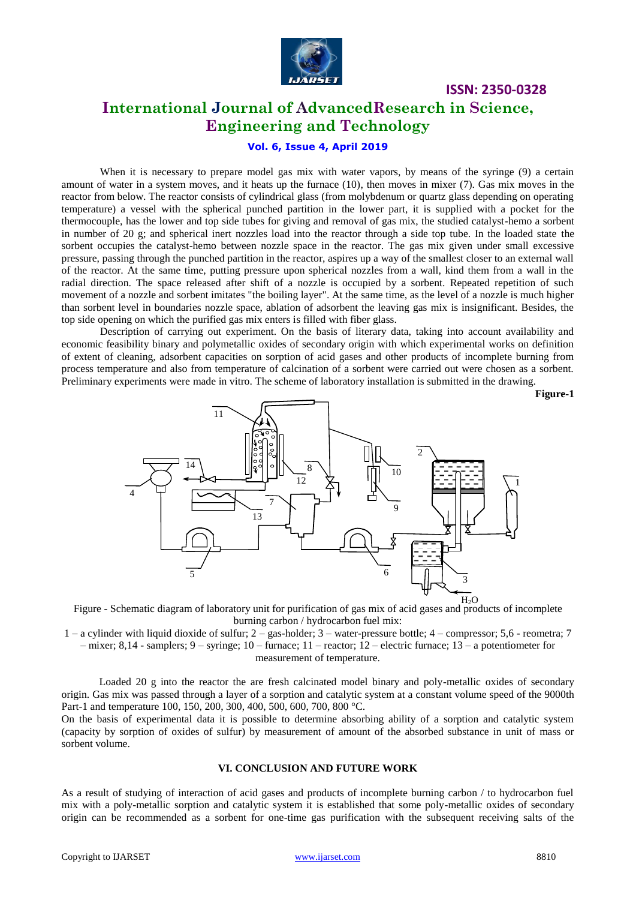When it is necessary to prepare model gas mix with water vapors, by means of the syringe (9) a certain amount of water in a system moves, and it heats up the furnace (10), then moves in mixer (7). Gas mix moves in the reactor from below. The reactor consists of cylindrical glass (from molybdenum or quartz glass depending on operating temperature) a vessel with the spherical punched partition in the lower part, it is supplied with a pocket for the thermocouple, has the lower and top side tubes for giving and removal of gas mix, the studied catalyst-hemo a sorbent in number of 20 g; and spherical inert nozzles load into the reactor through a side top tube. In the loaded state the sorbent occupies the catalyst-hemo between nozzle space in the reactor. The gas mix given under small excessive pressure, passing through the punched partition in the reactor, aspires up a way of the smallest closer to an external wall of the reactor. At the same time, putting pressure upon spherical nozzles from a wall, kind them from a wall in the radial direction. The space released after shift of a nozzle is occupied by a sorbent. Repeated repetition of such movement of a nozzle and sorbent imitates "the boiling layer". At the same time, as the level of a nozzle is much higher than sorbent level in boundaries nozzle space, ablation of adsorbent the leaving gas mix is insignificant. Besides, the top side opening on which the purified gas mix enters is filled with fiber glass.

Description of carrying out experiment. On the basis of literary data, taking into account availability and economic feasibility binary and polymetallic oxides of secondary origin with which experimental works on definition of extent of cleaning, adsorbent capacities on sorption of acid gases and other products of incomplete burning from process temperature and also from temperature of calcination of a sorbent were carried out were chosen as a sorbent. Preliminary experiments were made in vitro. The scheme of laboratory installation is submitted in the drawing.

**Figure-1**

Figure - Schematic diagram of laboratory unit for purification of gas mix of acid gases and products of incomplete burning carbon / hydrocarbon fuel mix:

1 – a cylinder with liquid dioxide of sulfur; 2 – gas-holder; 3 – water-pressure bottle; 4 – compressor; 5,6 - reometra; 7 – mixer; 8,14 - samplers; 9 – syringe; 10 – furnace; 11 – reactor; 12 – electric furnace; 13 – a potentiometer for measurement of temperature.

Loaded 20 g into the reactor the are fresh calcinated model binary and poly-metallic oxides of secondary origin. Gas mix was passed through a layer of a sorption and catalytic system at a constant volume speed of the 9000th Part-1 and temperature 100, 150, 200, 300, 400, 500, 600, 700, 800 °C.

On the basis of experimental data it is possible to determine absorbing ability of a sorption and catalytic system (capacity by sorption of oxides of sulfur) by measurement of amount of the absorbed substance in unit of mass or sorbent volume.

### VI. CONCLUSION AND FUTURE WORK

As a result of studying of interaction of acid gases and products of incomplete burning carbon / to hydrocarbon fuel mix with a poly-metallic sorption and catalytic system it is established that some poly-metallic oxides of secondary origin can be recommended as a sorbent for one-time gas purification with the subsequent receiving salts of the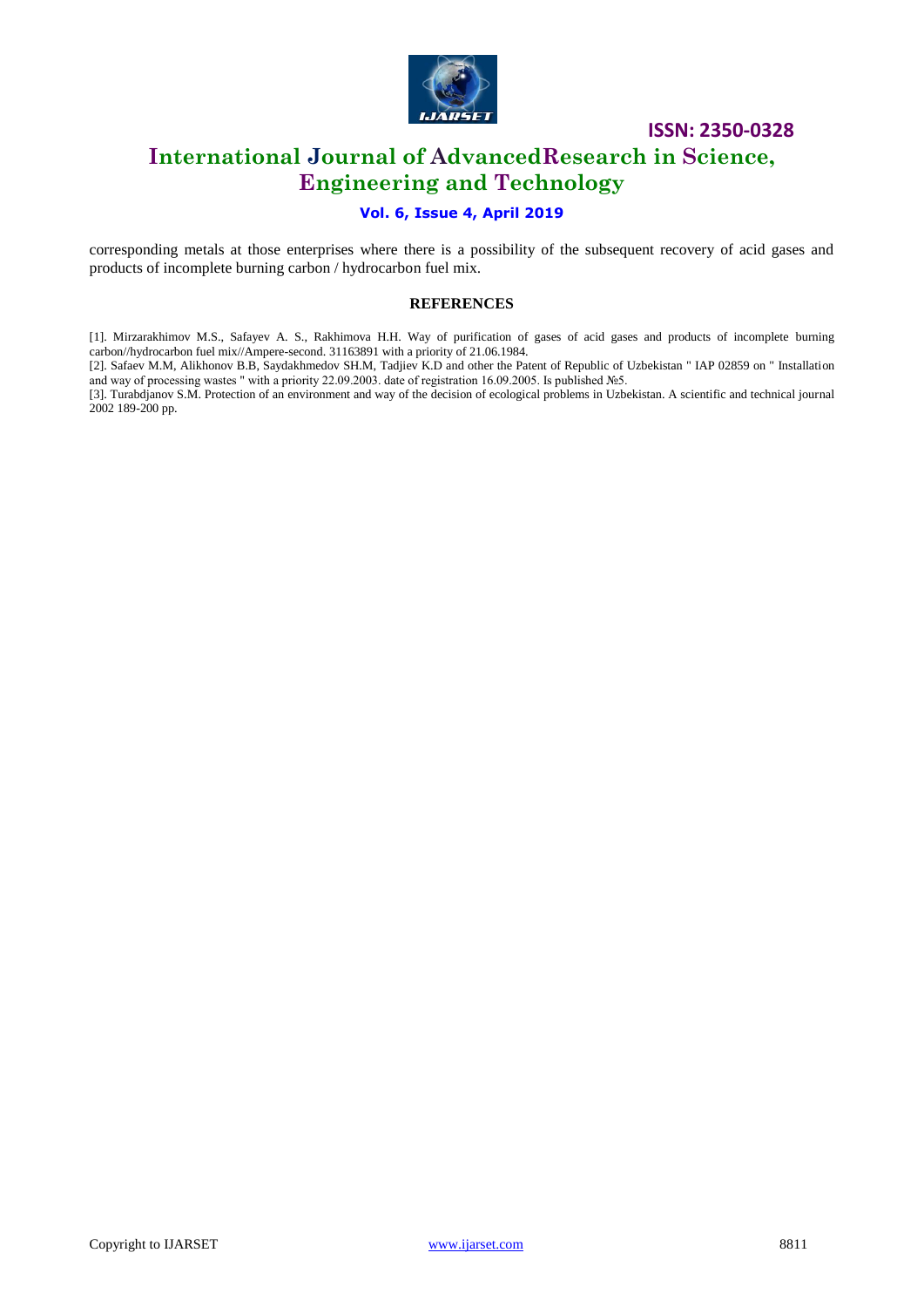corresponding metals at those enterprises where there is a possibility of the subsequent recovery of acid gases and products of incomplete burning carbon / hydrocarbon fuel mix.

## REFERENCES

[1]. Mirzarakhimov M.S., Safayev A. S., Rakhimova H.H. Way of purification of gases of acid gases and products of incomplete burning carbon//hydrocarbon fuel mix//Ampere-second. 31163891 with a priority of 21.06.1984.

[2]. Safaev M.M, Alikhonov B.B, Saydakhmedov SH.M, Tadjiev K.D and other the Patent of Republic of Uzbekistan " IAP 02859 on " Installation and way of processing wastes " with a priority 22.09.2003. date of registration 16.09.2005. Is published №5.

[3]. Turabdjanov S.M. Protection of an environment and way of the decision of ecological problems in Uzbekistan. A scientific and technical journal 2002 189-200 pp.